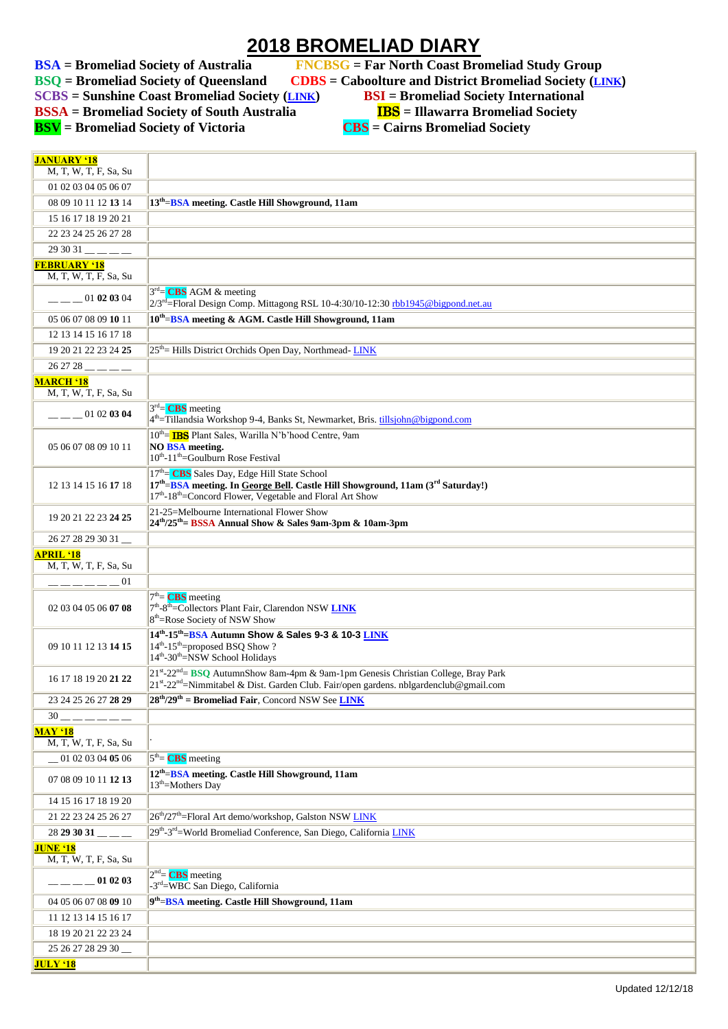# 2018 BROMELIAD DIARY

**BSA** = **Bromeliad Society of Australia**
**BSQ** = **Bromeliad Society of Queensland**
**SCBS** = **Sunshine Coast Bromeliad Society (LINK)**
**BSSA** = **Bromeliad Society of South Australia**
**BSV** = **Bromeliad Society of Victoria**
**FNCBSG** = **Far North Coast Bromeliad Study Group**
**CDBS** = **Caboolture and District Bromeliad Society (LINK)**
**BSI** = **Bromeliad Society International**
**IBS** = **Illawarra Bromeliad Society**
**CBS** = **Cairns Bromeliad Society**

| | |
|---|---|
| **JANUARY '18**<br>M, T, W, T, F, Sa, Su | |
| 01 02 03 04 05 06 07 | |
| 08 09 10 11 12 **13** 14 | **13th=BSA meeting. Castle Hill Showground, 11am** |
| 15 16 17 18 19 20 21 | |
| 22 23 24 25 26 27 28 | |
| 29 30 31 __ __ __ __ | |
| **FEBRUARY '18**<br>M, T, W, T, F, Sa, Su | |
| __ __ __ 01 **02 03** 04 | 3rd= CBS AGM & meeting<br>2/3rd=Floral Design Comp. Mittagong RSL 10-4:30/10-12:30 rbb1945@bigpond.net.au |
| 05 06 07 08 09 **10** 11 | **10th=BSA meeting & AGM. Castle Hill Showground, 11am** |
| 12 13 14 15 16 17 18 | |
| 19 20 21 22 23 24 **25** | 25th= Hills District Orchids Open Day, Northmead- LINK |
| 26 27 28 __ __ __ __ | |
| **MARCH '18**<br>M, T, W, T, F, Sa, Su | |
| __ __ __ 01 02 **03 04** | 3rd= CBS meeting<br>4th=Tillandsia Workshop 9-4, Banks St, Newmarket, Bris. tillsjohn@bigpond.com |
| 05 06 07 08 09 10 11 | 10th= IBS Plant Sales, Warilla N'b'hood Centre, 9am<br>**NO BSA meeting.**<br>10th-11th=Goulburn Rose Festival |
| 12 13 14 15 16 **17** 18 | 17th= CBS Sales Day, Edge Hill State School<br>**17th=BSA meeting. In George Bell. Castle Hill Showground, 11am (3rd Saturday!)**<br>17th-18th=Concord Flower, Vegetable and Floral Art Show |
| 19 20 21 22 23 **24 25** | 21-25=Melbourne International Flower Show<br>**24th/25th= BSSA Annual Show & Sales 9am-3pm & 10am-3pm** |
| 26 27 28 29 30 31 __ | |
| **APRIL '18**<br>M, T, W, T, F, Sa, Su | |
| __ __ __ __ __ __ 01 | |
| 02 03 04 05 06 **07 08** | 7th= CBS meeting<br>7th-8th=Collectors Plant Fair, Clarendon NSW **LINK**<br>8th=Rose Society of NSW Show |
| 09 10 11 12 13 **14 15** | **14th-15th=BSA Autumn Show & Sales 9-3 & 10-3 LINK**<br>14th-15th=proposed BSQ Show ?<br>14th-30th=NSW School Holidays |
| 16 17 18 19 20 **21 22** | 21st-22nd= BSQ AutumnShow 8am-4pm & 9am-1pm Genesis Christian College, Bray Park<br>21st-22nd=Nimmitabel & Dist. Garden Club. Fair/open gardens. nblgardenclub@gmail.com |
| 23 24 25 26 27 **28 29** | **28th/29th = Bromeliad Fair**, Concord NSW See **LINK** |
| 30 __ __ __ __ __ __ | |
| **MAY '18**<br>M, T, W, T, F, Sa, Su | . |
| __ 01 02 03 04 **05** 06 | 5th= CBS meeting |
| 07 08 09 10 11 **12 13** | **12th=BSA meeting. Castle Hill Showground, 11am**<br>13th=Mothers Day |
| 14 15 16 17 18 19 20 | |
| 21 22 23 24 25 26 27 | 26th/27th=Floral Art demo/workshop, Galston NSW LINK |
| 28 **29 30 31** __ __ __ | 29th-3rd=World Bromeliad Conference, San Diego, California LINK |
| **JUNE '18**<br>M, T, W, T, F, Sa, Su | |
| __ __ __ __ **01 02 03** | 2nd= CBS meeting<br>-3rd=WBC San Diego, California |
| 04 05 06 07 08 **09** 10 | **9th=BSA meeting. Castle Hill Showground, 11am** |
| 11 12 13 14 15 16 17 | |
| 18 19 20 21 22 23 24 | |
| 25 26 27 28 29 30 __ | |
| **JULY '18** | |

Updated 12/12/18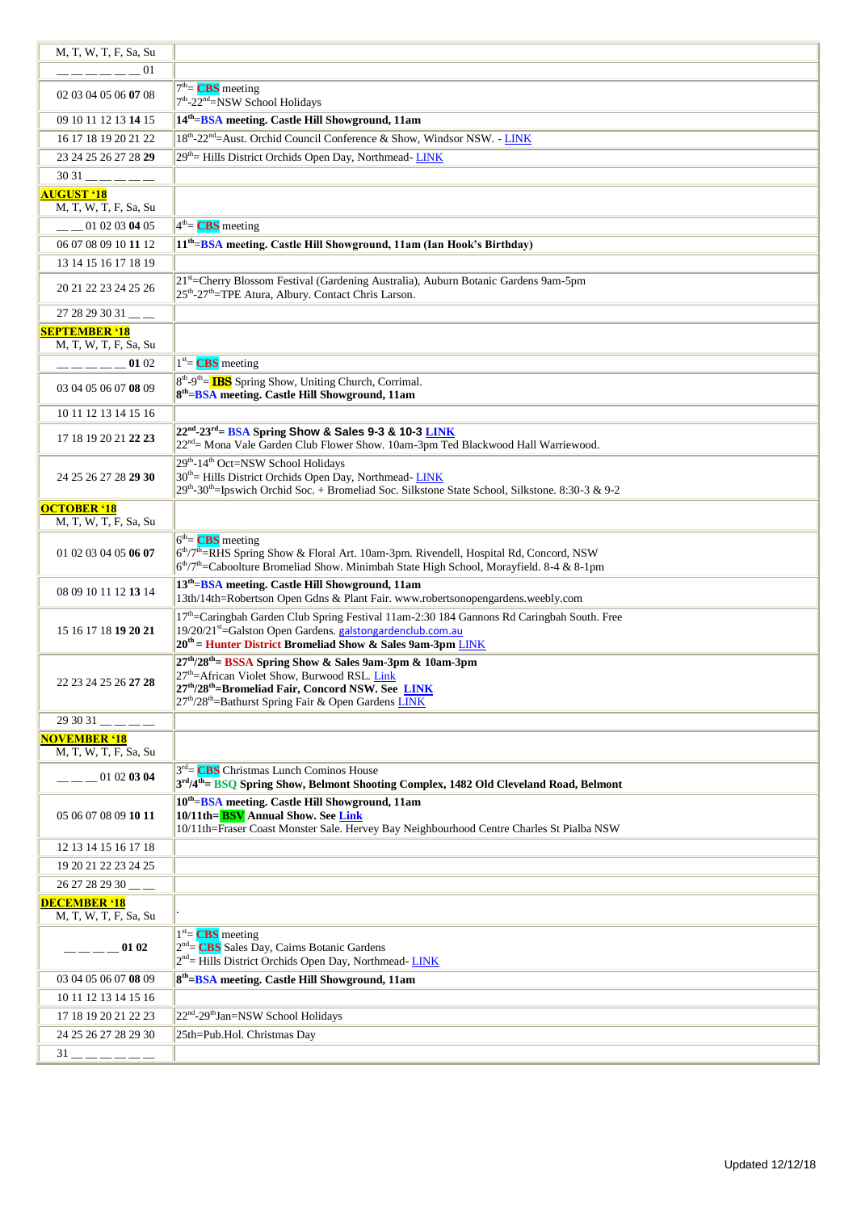| | |
|---|---|
| M, T, W, T, F, Sa, Su | |
| __ __ __ __ __ __ 01 | |
| 02 03 04 05 06 **07** 08 | 7th= **CBS** meeting<br>7th-22nd=NSW School Holidays |
| 09 10 11 12 13 **14** 15 | **14th=BSA meeting. Castle Hill Showground, 11am** |
| 16 17 18 19 20 21 22 | 18th-22nd=Aust. Orchid Council Conference & Show, Windsor NSW. - LINK |
| 23 24 25 26 27 28 **29** | 29th= Hills District Orchids Open Day, Northmead- LINK |
| 30 31 __ __ __ __ __ | |
| **AUGUST '18**<br>M, T, W, T, F, Sa, Su | |
| __ __ 01 02 03 **04** 05 | 4th= **CBS** meeting |
| 06 07 08 09 10 **11** 12 | **11th=BSA meeting. Castle Hill Showground, 11am (Ian Hook's Birthday)** |
| 13 14 15 16 17 18 19 | |
| 20 21 22 23 24 25 26 | 21st=Cherry Blossom Festival (Gardening Australia), Auburn Botanic Gardens 9am-5pm<br>25th-27th=TPE Atura, Albury. Contact Chris Larson. |
| 27 28 29 30 31 __ __ | |
| **SEPTEMBER '18**<br>M, T, W, T, F, Sa, Su | |
| __ __ __ __ __ **01** 02 | 1st= **CBS** meeting |
| 03 04 05 06 07 **08** 09 | 8th-9th= **IBS** Spring Show, Uniting Church, Corrimal.<br>**8th=BSA meeting. Castle Hill Showground, 11am** |
| 10 11 12 13 14 15 16 | |
| 17 18 19 20 21 **22 23** | **22nd-23rd= BSA Spring Show & Sales 9-3 & 10-3 LINK**<br>22nd= Mona Vale Garden Club Flower Show. 10am-3pm Ted Blackwood Hall Warriewood. |
| 24 25 26 27 28 **29 30** | 29th-14th Oct=NSW School Holidays<br>30th= Hills District Orchids Open Day, Northmead- LINK<br>29th-30th=Ipswich Orchid Soc. + Bromeliad Soc. Silkstone State School, Silkstone. 8:30-3 & 9-2 |
| **OCTOBER '18**<br>M, T, W, T, F, Sa, Su | |
| 01 02 03 04 05 **06 07** | 6th= **CBS** meeting<br>6th/7th=RHS Spring Show & Floral Art. 10am-3pm. Rivendell, Hospital Rd, Concord, NSW<br>6th/7th=Caboolture Bromeliad Show. Minimbah State High School, Morayfield. 8-4 & 8-1pm |
| 08 09 10 11 12 **13** 14 | **13th=BSA meeting. Castle Hill Showground, 11am**<br>13th/14th=Robertson Open Gdns & Plant Fair. www.robertsonopengardens.weebly.com |
| 15 16 17 18 **19 20 21** | 17th=Caringbah Garden Club Spring Festival 11am-2:30 184 Gannons Rd Caringbah South. Free<br>19/20/21st=Galston Open Gardens. galstongardenclub.com.au<br>**20th = Hunter District Bromeliad Show & Sales 9am-3pm** LINK |
| 22 23 24 25 26 **27 28** | **27th/28th= BSSA Spring Show & Sales 9am-3pm & 10am-3pm**<br>27th=African Violet Show, Burwood RSL. Link<br>**27th/28th=Bromeliad Fair, Concord NSW. See LINK**<br>27th/28th=Bathurst Spring Fair & Open Gardens LINK |
| 29 30 31 __ __ __ __ | |
| **NOVEMBER '18**<br>M, T, W, T, F, Sa, Su | |
| __ __ __ 01 02 **03 04** | 3rd= **CBS** Christmas Lunch Cominos House<br>**3rd/4th= BSQ Spring Show, Belmont Shooting Complex, 1482 Old Cleveland Road, Belmont** |
| 05 06 07 08 09 **10 11** | **10th=BSA meeting. Castle Hill Showground, 11am**<br>**10/11th=BSV Annual Show. See Link**<br>10/11th=Fraser Coast Monster Sale. Hervey Bay Neighbourhood Centre Charles St Pialba NSW |
| 12 13 14 15 16 17 18 | |
| 19 20 21 22 23 24 25 | |
| 26 27 28 29 30 __ __ | |
| **DECEMBER '18**<br>M, T, W, T, F, Sa, Su | . |
| __ __ __ __ **01** 02 | 1st= **CBS** meeting<br>2nd= **CBS** Sales Day, Cairns Botanic Gardens<br>2nd= Hills District Orchids Open Day, Northmead- LINK |
| 03 04 05 06 07 **08** 09 | **8th=BSA meeting. Castle Hill Showground, 11am** |
| 10 11 12 13 14 15 16 | |
| 17 18 19 20 21 22 23 | 22nd-29thJan=NSW School Holidays |
| 24 25 26 27 28 29 30 | 25th=Pub.Hol. Christmas Day |
| 31 __ __ __ __ __ __ | |

Updated 12/12/18